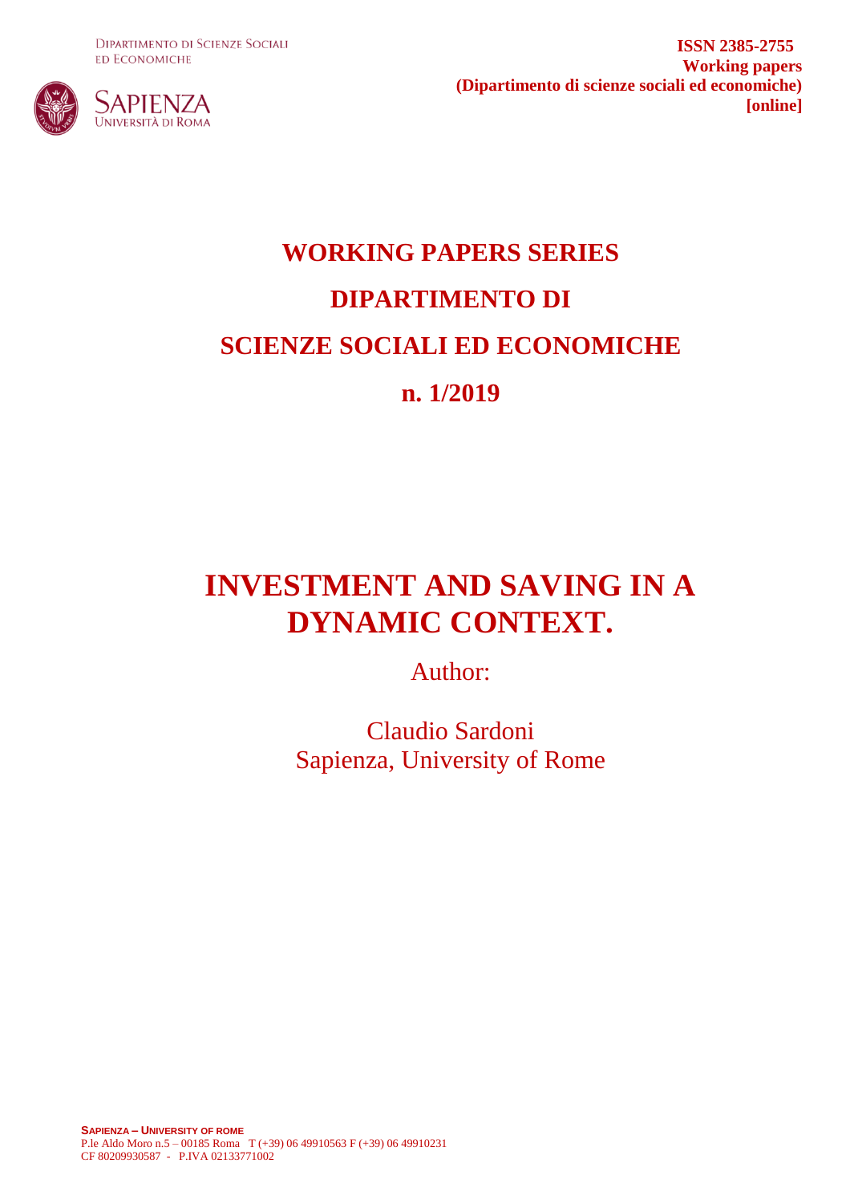Dipartimento di Scienze Sociali ed Economiche

**ISSN 2385-2755**
**Working papers**
**(Dipartimento di scienze sociali ed economiche)**
**[online]**

# WORKING PAPERS SERIES
# DIPARTIMENTO DI
# SCIENZE SOCIALI ED ECONOMICHE
# n. 1/2019

# INVESTMENT AND SAVING IN A DYNAMIC CONTEXT.

Author:

Claudio Sardoni
Sapienza, University of Rome

**SAPIENZA – UNIVERSITY OF ROME**
P.le Aldo Moro n.5 – 00185 Roma T (+39) 06 49910563 F (+39) 06 49910231
CF 80209930587 - P.IVA 02133771002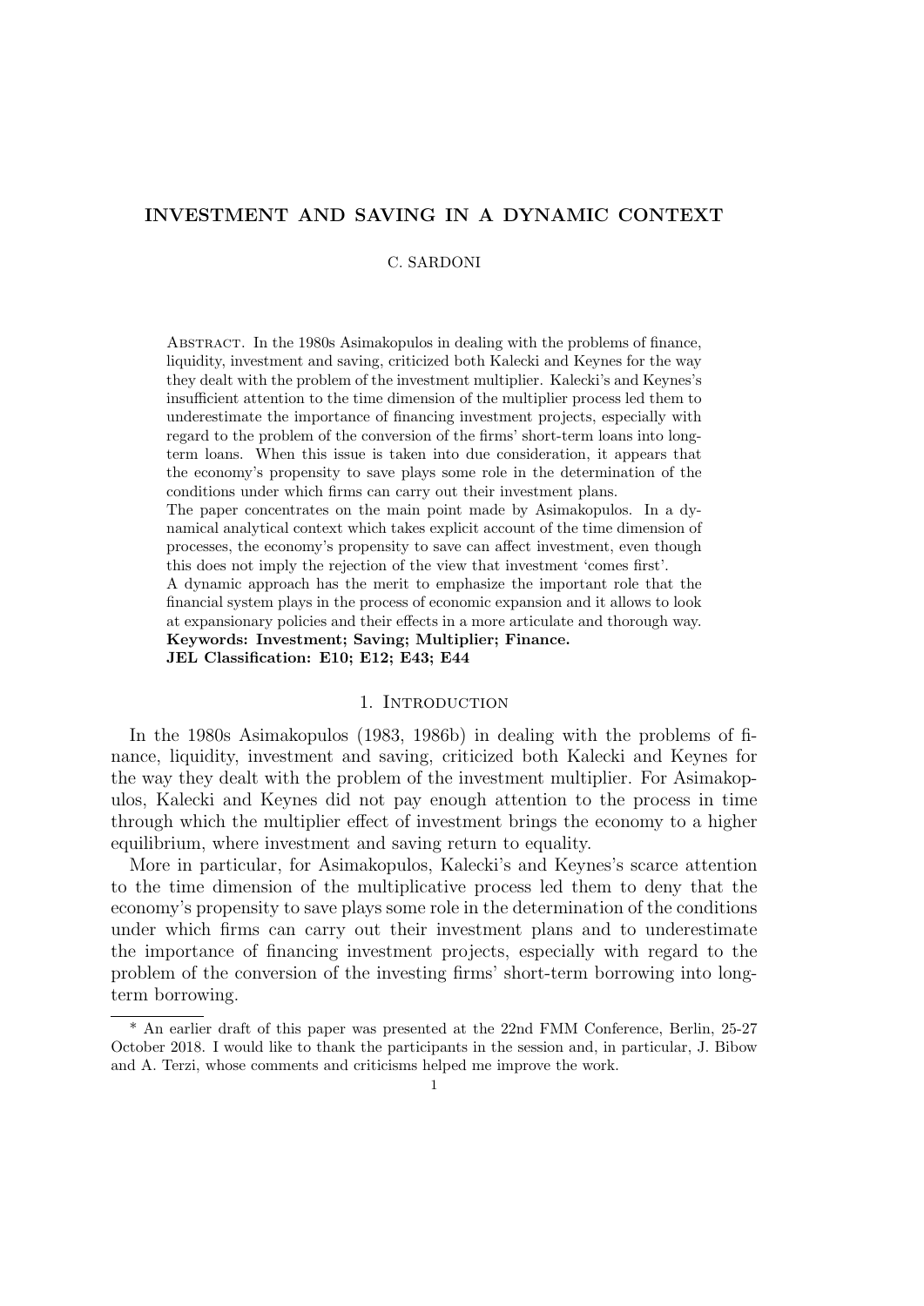# INVESTMENT AND SAVING IN A DYNAMIC CONTEXT

C. SARDONI

Abstract. In the 1980s Asimakopulos in dealing with the problems of finance, liquidity, investment and saving, criticized both Kalecki and Keynes for the way they dealt with the problem of the investment multiplier. Kalecki's and Keynes's insufficient attention to the time dimension of the multiplier process led them to underestimate the importance of financing investment projects, especially with regard to the problem of the conversion of the firms' short-term loans into long-term loans. When this issue is taken into due consideration, it appears that the economy's propensity to save plays some role in the determination of the conditions under which firms can carry out their investment plans.

The paper concentrates on the main point made by Asimakopulos. In a dynamical analytical context which takes explicit account of the time dimension of processes, the economy's propensity to save can affect investment, even though this does not imply the rejection of the view that investment 'comes first'.

A dynamic approach has the merit to emphasize the important role that the financial system plays in the process of economic expansion and it allows to look at expansionary policies and their effects in a more articulate and thorough way.

**Keywords: Investment; Saving; Multiplier; Finance.**

**JEL Classification: E10; E12; E43; E44**

## 1. Introduction

In the 1980s Asimakopulos (1983, 1986b) in dealing with the problems of finance, liquidity, investment and saving, criticized both Kalecki and Keynes for the way they dealt with the problem of the investment multiplier. For Asimakopulos, Kalecki and Keynes did not pay enough attention to the process in time through which the multiplier effect of investment brings the economy to a higher equilibrium, where investment and saving return to equality.

More in particular, for Asimakopulos, Kalecki's and Keynes's scarce attention to the time dimension of the multiplicative process led them to deny that the economy's propensity to save plays some role in the determination of the conditions under which firms can carry out their investment plans and to underestimate the importance of financing investment projects, especially with regard to the problem of the conversion of the investing firms' short-term borrowing into long-term borrowing.

---

* An earlier draft of this paper was presented at the 22nd FMM Conference, Berlin, 25-27 October 2018. I would like to thank the participants in the session and, in particular, J. Bibow and A. Terzi, whose comments and criticisms helped me improve the work.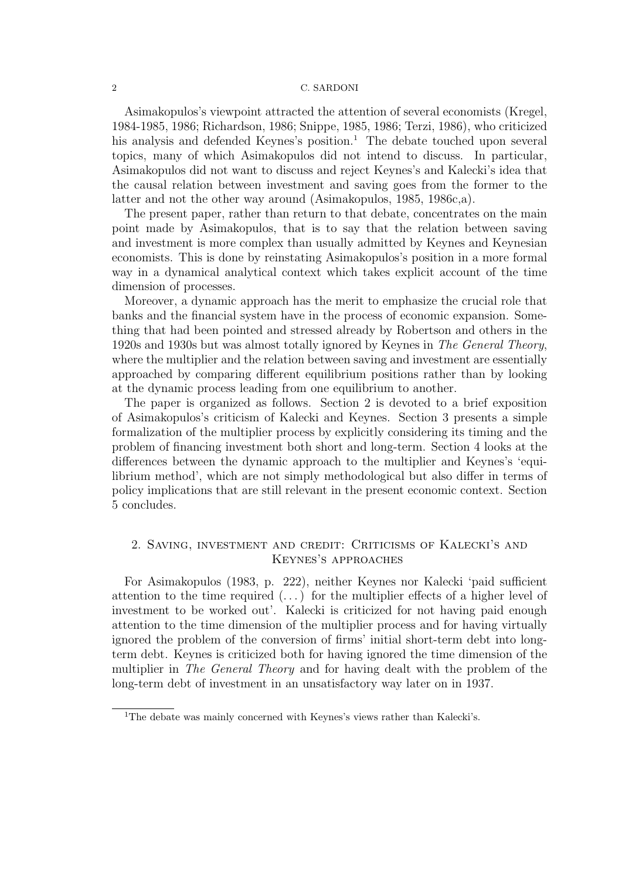Asimakopulos's viewpoint attracted the attention of several economists (Kregel, 1984-1985, 1986; Richardson, 1986; Snippe, 1985, 1986; Terzi, 1986), who criticized his analysis and defended Keynes's position.[1] The debate touched upon several topics, many of which Asimakopulos did not intend to discuss. In particular, Asimakopulos did not want to discuss and reject Keynes's and Kalecki's idea that the causal relation between investment and saving goes from the former to the latter and not the other way around (Asimakopulos, 1985, 1986c,a).

The present paper, rather than return to that debate, concentrates on the main point made by Asimakopulos, that is to say that the relation between saving and investment is more complex than usually admitted by Keynes and Keynesian economists. This is done by reinstating Asimakopulos's position in a more formal way in a dynamical analytical context which takes explicit account of the time dimension of processes.

Moreover, a dynamic approach has the merit to emphasize the crucial role that banks and the financial system have in the process of economic expansion. Something that had been pointed and stressed already by Robertson and others in the 1920s and 1930s but was almost totally ignored by Keynes in *The General Theory*, where the multiplier and the relation between saving and investment are essentially approached by comparing different equilibrium positions rather than by looking at the dynamic process leading from one equilibrium to another.

The paper is organized as follows. Section 2 is devoted to a brief exposition of Asimakopulos's criticism of Kalecki and Keynes. Section 3 presents a simple formalization of the multiplier process by explicitly considering its timing and the problem of financing investment both short and long-term. Section 4 looks at the differences between the dynamic approach to the multiplier and Keynes's 'equilibrium method', which are not simply methodological but also differ in terms of policy implications that are still relevant in the present economic context. Section 5 concludes.

## 2. Saving, investment and credit: Criticisms of Kalecki's and Keynes's approaches

For Asimakopulos (1983, p. 222), neither Keynes nor Kalecki 'paid sufficient attention to the time required (...) for the multiplier effects of a higher level of investment to be worked out'. Kalecki is criticized for not having paid enough attention to the time dimension of the multiplier process and for having virtually ignored the problem of the conversion of firms' initial short-term debt into long-term debt. Keynes is criticized both for having ignored the time dimension of the multiplier in *The General Theory* and for having dealt with the problem of the long-term debt of investment in an unsatisfactory way later on in 1937.

[1] The debate was mainly concerned with Keynes's views rather than Kalecki's.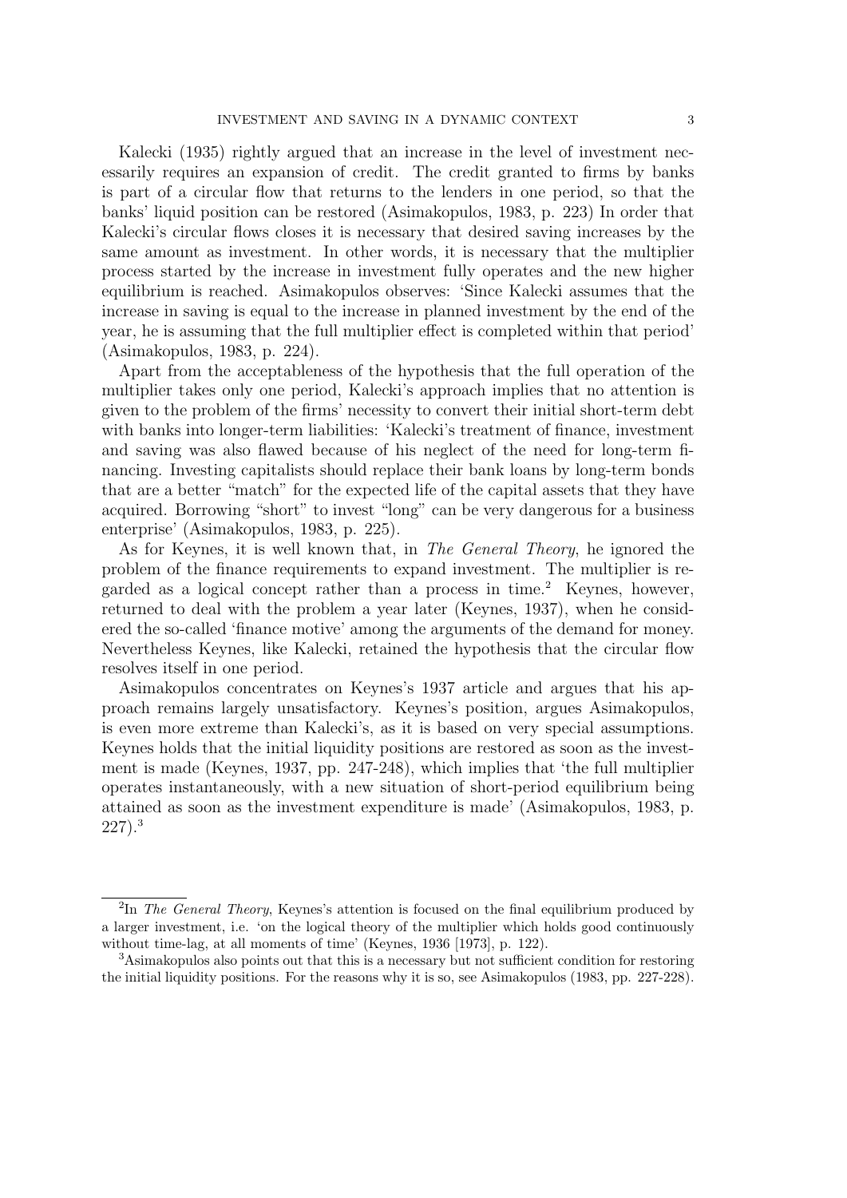Kalecki (1935) rightly argued that an increase in the level of investment necessarily requires an expansion of credit. The credit granted to firms by banks is part of a circular flow that returns to the lenders in one period, so that the banks' liquid position can be restored (Asimakopulos, 1983, p. 223) In order that Kalecki's circular flows closes it is necessary that desired saving increases by the same amount as investment. In other words, it is necessary that the multiplier process started by the increase in investment fully operates and the new higher equilibrium is reached. Asimakopulos observes: 'Since Kalecki assumes that the increase in saving is equal to the increase in planned investment by the end of the year, he is assuming that the full multiplier effect is completed within that period' (Asimakopulos, 1983, p. 224).

Apart from the acceptableness of the hypothesis that the full operation of the multiplier takes only one period, Kalecki's approach implies that no attention is given to the problem of the firms' necessity to convert their initial short-term debt with banks into longer-term liabilities: 'Kalecki's treatment of finance, investment and saving was also flawed because of his neglect of the need for long-term financing. Investing capitalists should replace their bank loans by long-term bonds that are a better "match" for the expected life of the capital assets that they have acquired. Borrowing "short" to invest "long" can be very dangerous for a business enterprise' (Asimakopulos, 1983, p. 225).

As for Keynes, it is well known that, in *The General Theory*, he ignored the problem of the finance requirements to expand investment. The multiplier is regarded as a logical concept rather than a process in time.[2] Keynes, however, returned to deal with the problem a year later (Keynes, 1937), when he considered the so-called 'finance motive' among the arguments of the demand for money. Nevertheless Keynes, like Kalecki, retained the hypothesis that the circular flow resolves itself in one period.

Asimakopulos concentrates on Keynes's 1937 article and argues that his approach remains largely unsatisfactory. Keynes's position, argues Asimakopulos, is even more extreme than Kalecki's, as it is based on very special assumptions. Keynes holds that the initial liquidity positions are restored as soon as the investment is made (Keynes, 1937, pp. 247-248), which implies that 'the full multiplier operates instantaneously, with a new situation of short-period equilibrium being attained as soon as the investment expenditure is made' (Asimakopulos, 1983, p. 227).[3]

---

[2] In *The General Theory*, Keynes's attention is focused on the final equilibrium produced by a larger investment, i.e. 'on the logical theory of the multiplier which holds good continuously without time-lag, at all moments of time' (Keynes, 1936 [1973], p. 122).

[3] Asimakopulos also points out that this is a necessary but not sufficient condition for restoring the initial liquidity positions. For the reasons why it is so, see Asimakopulos (1983, pp. 227-228).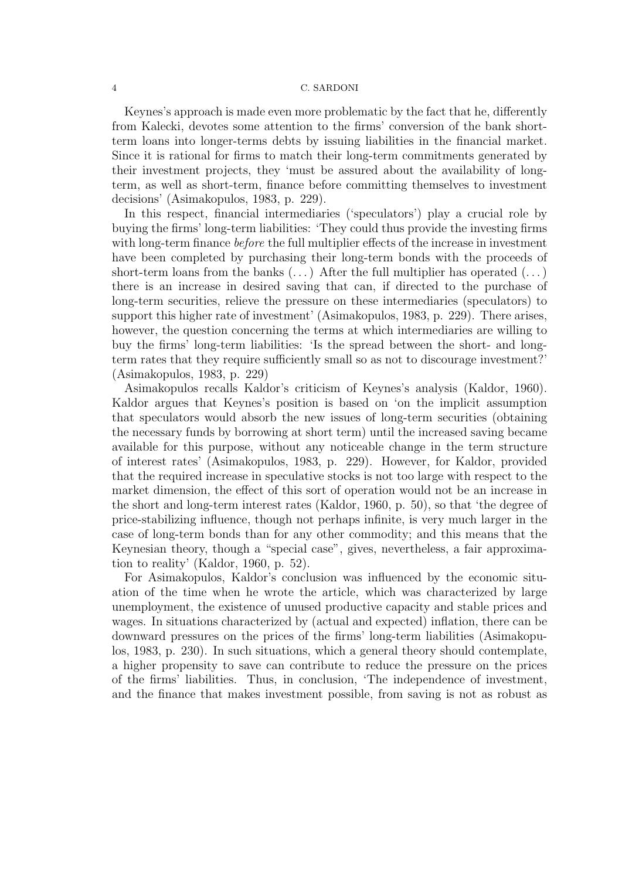Keynes's approach is made even more problematic by the fact that he, differently from Kalecki, devotes some attention to the firms' conversion of the bank short-term loans into longer-terms debts by issuing liabilities in the financial market. Since it is rational for firms to match their long-term commitments generated by their investment projects, they 'must be assured about the availability of long-term, as well as short-term, finance before committing themselves to investment decisions' (Asimakopulos, 1983, p. 229).

In this respect, financial intermediaries ('speculators') play a crucial role by buying the firms' long-term liabilities: 'They could thus provide the investing firms with long-term finance *before* the full multiplier effects of the increase in investment have been completed by purchasing their long-term bonds with the proceeds of short-term loans from the banks (...) After the full multiplier has operated (...) there is an increase in desired saving that can, if directed to the purchase of long-term securities, relieve the pressure on these intermediaries (speculators) to support this higher rate of investment' (Asimakopulos, 1983, p. 229). There arises, however, the question concerning the terms at which intermediaries are willing to buy the firms' long-term liabilities: 'Is the spread between the short- and long-term rates that they require sufficiently small so as not to discourage investment?' (Asimakopulos, 1983, p. 229)

Asimakopulos recalls Kaldor's criticism of Keynes's analysis (Kaldor, 1960). Kaldor argues that Keynes's position is based on 'on the implicit assumption that speculators would absorb the new issues of long-term securities (obtaining the necessary funds by borrowing at short term) until the increased saving became available for this purpose, without any noticeable change in the term structure of interest rates' (Asimakopulos, 1983, p. 229). However, for Kaldor, provided that the required increase in speculative stocks is not too large with respect to the market dimension, the effect of this sort of operation would not be an increase in the short and long-term interest rates (Kaldor, 1960, p. 50), so that 'the degree of price-stabilizing influence, though not perhaps infinite, is very much larger in the case of long-term bonds than for any other commodity; and this means that the Keynesian theory, though a "special case", gives, nevertheless, a fair approximation to reality' (Kaldor, 1960, p. 52).

For Asimakopulos, Kaldor's conclusion was influenced by the economic situation of the time when he wrote the article, which was characterized by large unemployment, the existence of unused productive capacity and stable prices and wages. In situations characterized by (actual and expected) inflation, there can be downward pressures on the prices of the firms' long-term liabilities (Asimakopulos, 1983, p. 230). In such situations, which a general theory should contemplate, a higher propensity to save can contribute to reduce the pressure on the prices of the firms' liabilities. Thus, in conclusion, 'The independence of investment, and the finance that makes investment possible, from saving is not as robust as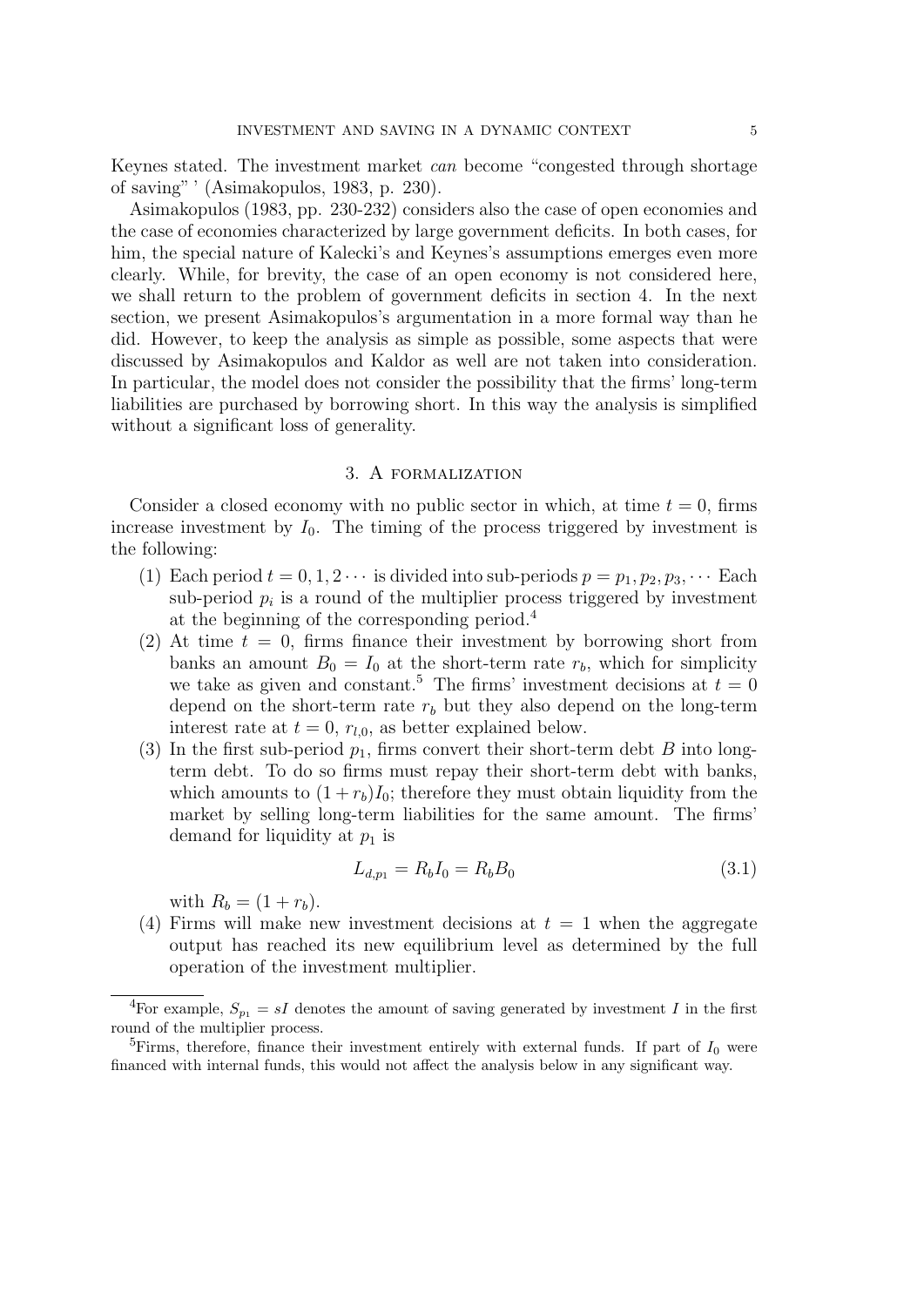Keynes stated. The investment market *can* become "congested through shortage of saving" ' (Asimakopulos, 1983, p. 230).

Asimakopulos (1983, pp. 230-232) considers also the case of open economies and the case of economies characterized by large government deficits. In both cases, for him, the special nature of Kalecki's and Keynes's assumptions emerges even more clearly. While, for brevity, the case of an open economy is not considered here, we shall return to the problem of government deficits in section 4. In the next section, we present Asimakopulos's argumentation in a more formal way than he did. However, to keep the analysis as simple as possible, some aspects that were discussed by Asimakopulos and Kaldor as well are not taken into consideration. In particular, the model does not consider the possibility that the firms' long-term liabilities are purchased by borrowing short. In this way the analysis is simplified without a significant loss of generality.

## 3. A formalization

Consider a closed economy with no public sector in which, at time $t = 0$, firms increase investment by $I_0$. The timing of the process triggered by investment is the following:

1. Each period $t = 0, 1, 2 \cdots$ is divided into sub-periods $p = p_1, p_2, p_3, \cdots$ Each sub-period $p_i$ is a round of the multiplier process triggered by investment at the beginning of the corresponding period.[4]
2. At time $t = 0$, firms finance their investment by borrowing short from banks an amount $B_0 = I_0$ at the short-term rate $r_b$, which for simplicity we take as given and constant.[5] The firms' investment decisions at $t = 0$ depend on the short-term rate $r_b$ but they also depend on the long-term interest rate at $t = 0$, $r_{l,0}$, as better explained below.
3. In the first sub-period $p_1$, firms convert their short-term debt $B$ into long-term debt. To do so firms must repay their short-term debt with banks, which amounts to $(1 + r_b)I_0$; therefore they must obtain liquidity from the market by selling long-term liabilities for the same amount. The firms' demand for liquidity at $p_1$ is
$$L_{d,p_1} = R_b I_0 = R_b B_0 \tag{3.1}$$
with $R_b = (1 + r_b)$.
4. Firms will make new investment decisions at $t = 1$ when the aggregate output has reached its new equilibrium level as determined by the full operation of the investment multiplier.

---

[4] For example, $S_{p_1} = sI$ denotes the amount of saving generated by investment $I$ in the first round of the multiplier process.

[5] Firms, therefore, finance their investment entirely with external funds. If part of $I_0$ were financed with internal funds, this would not affect the analysis below in any significant way.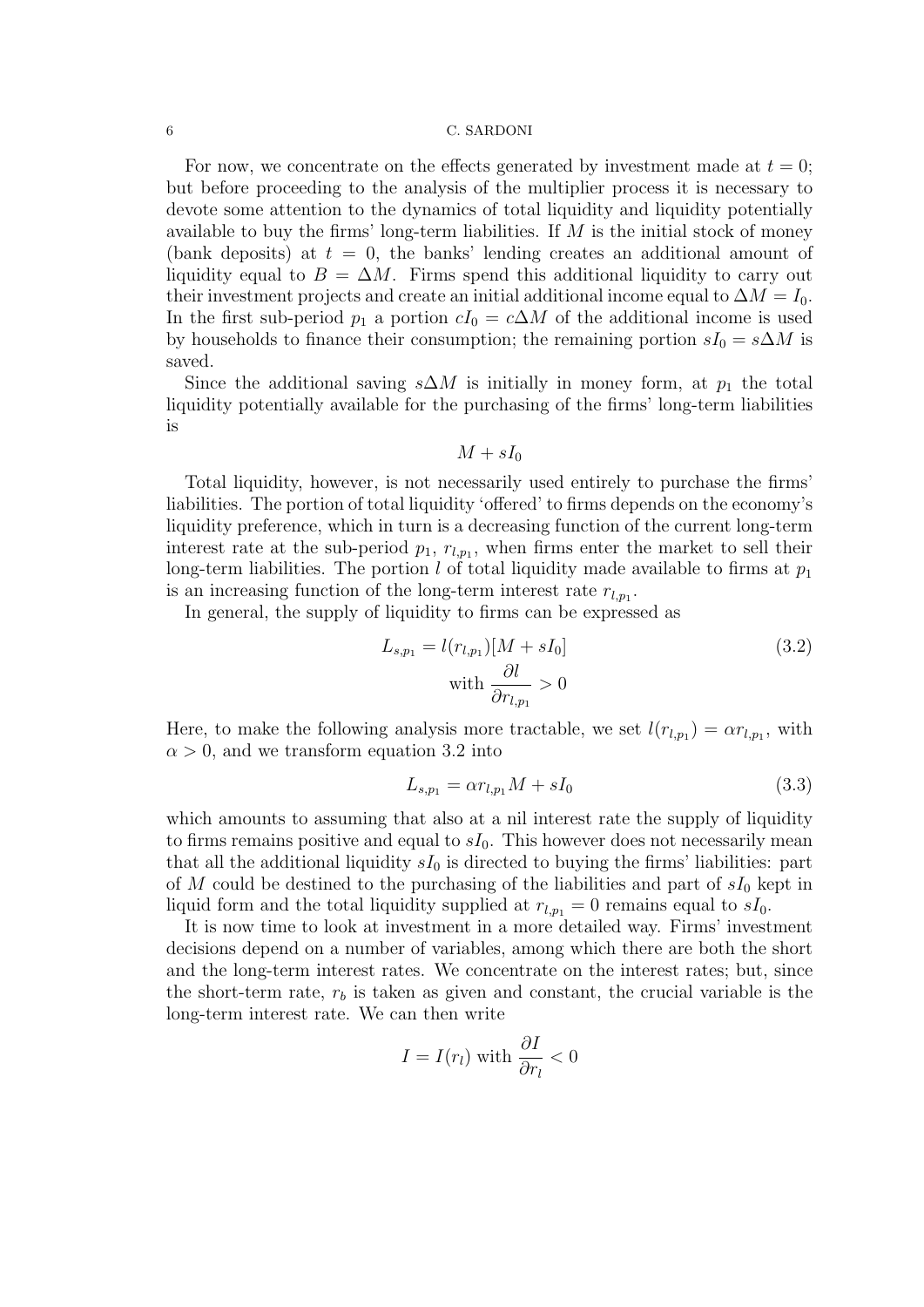For now, we concentrate on the effects generated by investment made at $t = 0$; but before proceeding to the analysis of the multiplier process it is necessary to devote some attention to the dynamics of total liquidity and liquidity potentially available to buy the firms' long-term liabilities. If $M$ is the initial stock of money (bank deposits) at $t = 0$, the banks' lending creates an additional amount of liquidity equal to $B = \Delta M$. Firms spend this additional liquidity to carry out their investment projects and create an initial additional income equal to $\Delta M = I_0$. In the first sub-period $p_1$ a portion $cI_0 = c\Delta M$ of the additional income is used by households to finance their consumption; the remaining portion $sI_0 = s\Delta M$ is saved.

Since the additional saving $s\Delta M$ is initially in money form, at $p_1$ the total liquidity potentially available for the purchasing of the firms' long-term liabilities is

$$M + sI_0$$

Total liquidity, however, is not necessarily used entirely to purchase the firms' liabilities. The portion of total liquidity 'offered' to firms depends on the economy's liquidity preference, which in turn is a decreasing function of the current long-term interest rate at the sub-period $p_1$, $r_{l,p_1}$, when firms enter the market to sell their long-term liabilities. The portion $l$ of total liquidity made available to firms at $p_1$ is an increasing function of the long-term interest rate $r_{l,p_1}$.

In general, the supply of liquidity to firms can be expressed as

$$L_{s,p_1} = l(r_{l,p_1})[M + sI_0] \qquad (3.2)$$
$$\text{with } \frac{\partial l}{\partial r_{l,p_1}} > 0$$

Here, to make the following analysis more tractable, we set $l(r_{l,p_1}) = \alpha r_{l,p_1}$, with $\alpha > 0$, and we transform equation 3.2 into

$$L_{s,p_1} = \alpha r_{l,p_1} M + sI_0 \qquad (3.3)$$

which amounts to assuming that also at a nil interest rate the supply of liquidity to firms remains positive and equal to $sI_0$. This however does not necessarily mean that all the additional liquidity $sI_0$ is directed to buying the firms' liabilities: part of $M$ could be destined to the purchasing of the liabilities and part of $sI_0$ kept in liquid form and the total liquidity supplied at $r_{l,p_1} = 0$ remains equal to $sI_0$.

It is now time to look at investment in a more detailed way. Firms' investment decisions depend on a number of variables, among which there are both the short and the long-term interest rates. We concentrate on the interest rates; but, since the short-term rate, $r_b$ is taken as given and constant, the crucial variable is the long-term interest rate. We can then write

$$I = I(r_l) \text{ with } \frac{\partial I}{\partial r_l} < 0$$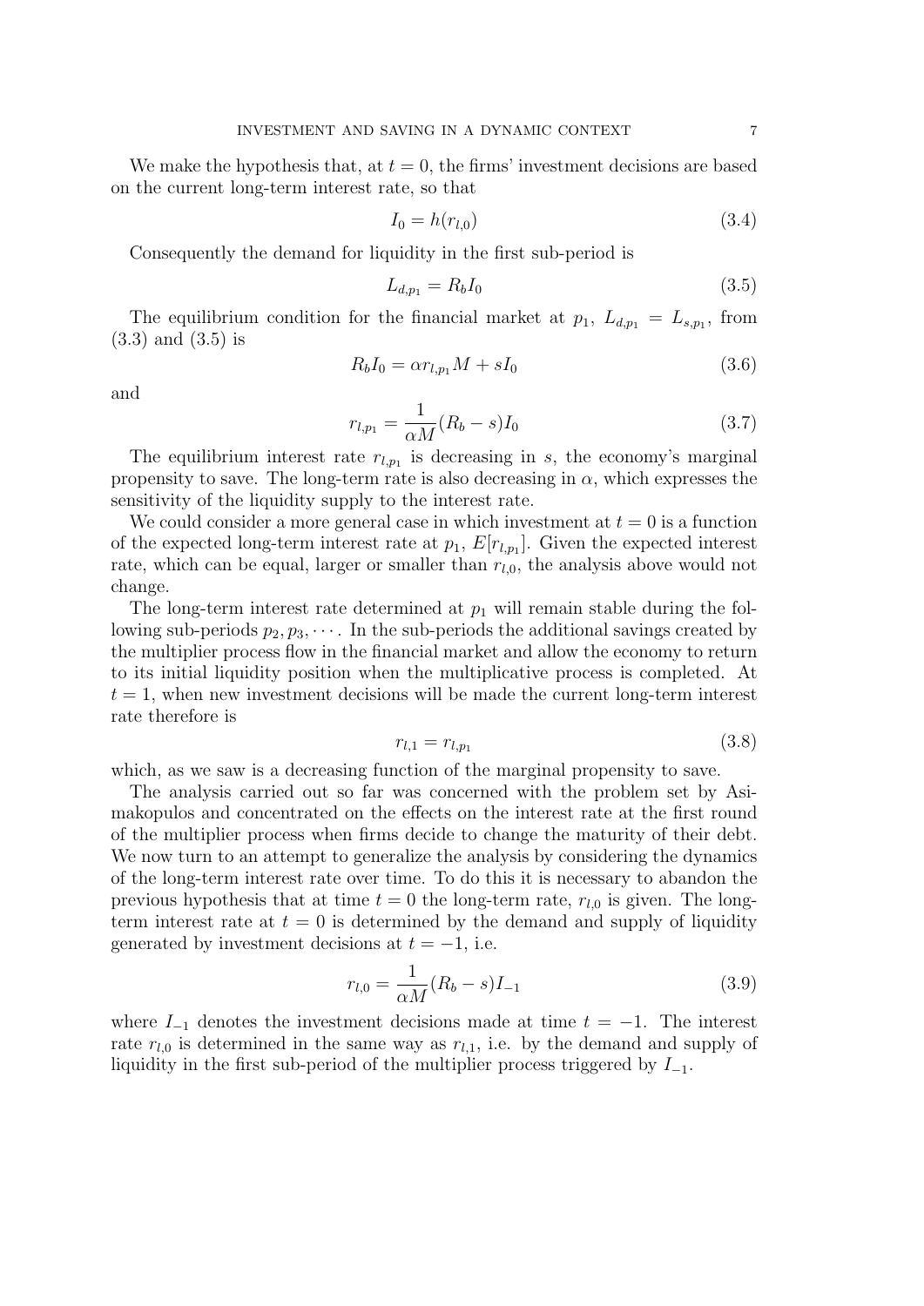We make the hypothesis that, at $t = 0$, the firms' investment decisions are based on the current long-term interest rate, so that

$$I_0 = h(r_{l,0}) \tag{3.4}$$

Consequently the demand for liquidity in the first sub-period is

$$L_{d,p_1} = R_b I_0 \tag{3.5}$$

The equilibrium condition for the financial market at $p_1$, $L_{d,p_1} = L_{s,p_1}$, from (3.3) and (3.5) is

$$R_b I_0 = \alpha r_{l,p_1} M + s I_0 \tag{3.6}$$

and

$$r_{l,p_1} = \frac{1}{\alpha M}(R_b - s) I_0 \tag{3.7}$$

The equilibrium interest rate $r_{l,p_1}$ is decreasing in $s$, the economy's marginal propensity to save. The long-term rate is also decreasing in $\alpha$, which expresses the sensitivity of the liquidity supply to the interest rate.

We could consider a more general case in which investment at $t = 0$ is a function of the expected long-term interest rate at $p_1$, $E[r_{l,p_1}]$. Given the expected interest rate, which can be equal, larger or smaller than $r_{l,0}$, the analysis above would not change.

The long-term interest rate determined at $p_1$ will remain stable during the following sub-periods $p_2, p_3, \cdots$. In the sub-periods the additional savings created by the multiplier process flow in the financial market and allow the economy to return to its initial liquidity position when the multiplicative process is completed. At $t = 1$, when new investment decisions will be made the current long-term interest rate therefore is

$$r_{l,1} = r_{l,p_1} \tag{3.8}$$

which, as we saw is a decreasing function of the marginal propensity to save.

The analysis carried out so far was concerned with the problem set by Asimakopulos and concentrated on the effects on the interest rate at the first round of the multiplier process when firms decide to change the maturity of their debt. We now turn to an attempt to generalize the analysis by considering the dynamics of the long-term interest rate over time. To do this it is necessary to abandon the previous hypothesis that at time $t = 0$ the long-term rate, $r_{l,0}$ is given. The long-term interest rate at $t = 0$ is determined by the demand and supply of liquidity generated by investment decisions at $t = -1$, i.e.

$$r_{l,0} = \frac{1}{\alpha M}(R_b - s) I_{-1} \tag{3.9}$$

where $I_{-1}$ denotes the investment decisions made at time $t = -1$. The interest rate $r_{l,0}$ is determined in the same way as $r_{l,1}$, i.e. by the demand and supply of liquidity in the first sub-period of the multiplier process triggered by $I_{-1}$.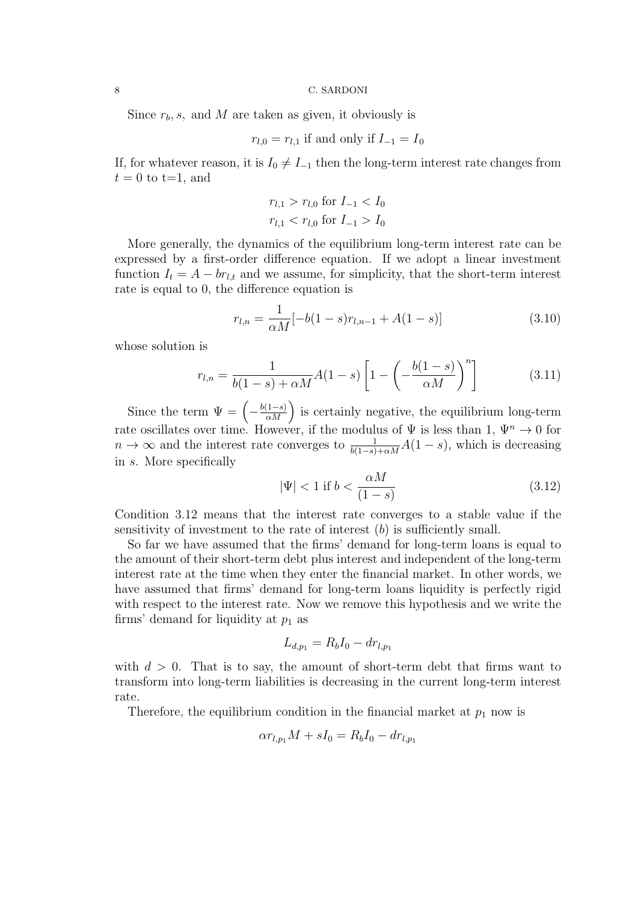Since $r_b$, $s$, and $M$ are taken as given, it obviously is

$$r_{l,0} = r_{l,1} \text{ if and only if } I_{-1} = I_0$$

If, for whatever reason, it is $I_0 \neq I_{-1}$ then the long-term interest rate changes from $t = 0$ to t=1, and

$$r_{l,1} > r_{l,0} \text{ for } I_{-1} < I_0$$
$$r_{l,1} < r_{l,0} \text{ for } I_{-1} > I_0$$

More generally, the dynamics of the equilibrium long-term interest rate can be expressed by a first-order difference equation. If we adopt a linear investment function $I_t = A - br_{l,t}$ and we assume, for simplicity, that the short-term interest rate is equal to 0, the difference equation is

$$r_{l,n} = \frac{1}{\alpha M}[-b(1-s)r_{l,n-1} + A(1-s)] \tag{3.10}$$

whose solution is

$$r_{l,n} = \frac{1}{b(1-s) + \alpha M} A(1-s) \left[1 - \left(-\frac{b(1-s)}{\alpha M}\right)^n\right] \tag{3.11}$$

Since the term $\Psi = \left(-\frac{b(1-s)}{\alpha M}\right)$ is certainly negative, the equilibrium long-term rate oscillates over time. However, if the modulus of $\Psi$ is less than 1, $\Psi^n \to 0$ for $n \to \infty$ and the interest rate converges to $\frac{1}{b(1-s)+\alpha M}A(1-s)$, which is decreasing in $s$. More specifically

$$|\Psi| < 1 \text{ if } b < \frac{\alpha M}{(1-s)} \tag{3.12}$$

Condition 3.12 means that the interest rate converges to a stable value if the sensitivity of investment to the rate of interest ($b$) is sufficiently small.

So far we have assumed that the firms' demand for long-term loans is equal to the amount of their short-term debt plus interest and independent of the long-term interest rate at the time when they enter the financial market. In other words, we have assumed that firms' demand for long-term loans liquidity is perfectly rigid with respect to the interest rate. Now we remove this hypothesis and we write the firms' demand for liquidity at $p_1$ as

$$L_{d,p_1} = R_b I_0 - dr_{l,p_1}$$

with $d > 0$. That is to say, the amount of short-term debt that firms want to transform into long-term liabilities is decreasing in the current long-term interest rate.

Therefore, the equilibrium condition in the financial market at $p_1$ now is

$$\alpha r_{l,p_1} M + sI_0 = R_b I_0 - dr_{l,p_1}$$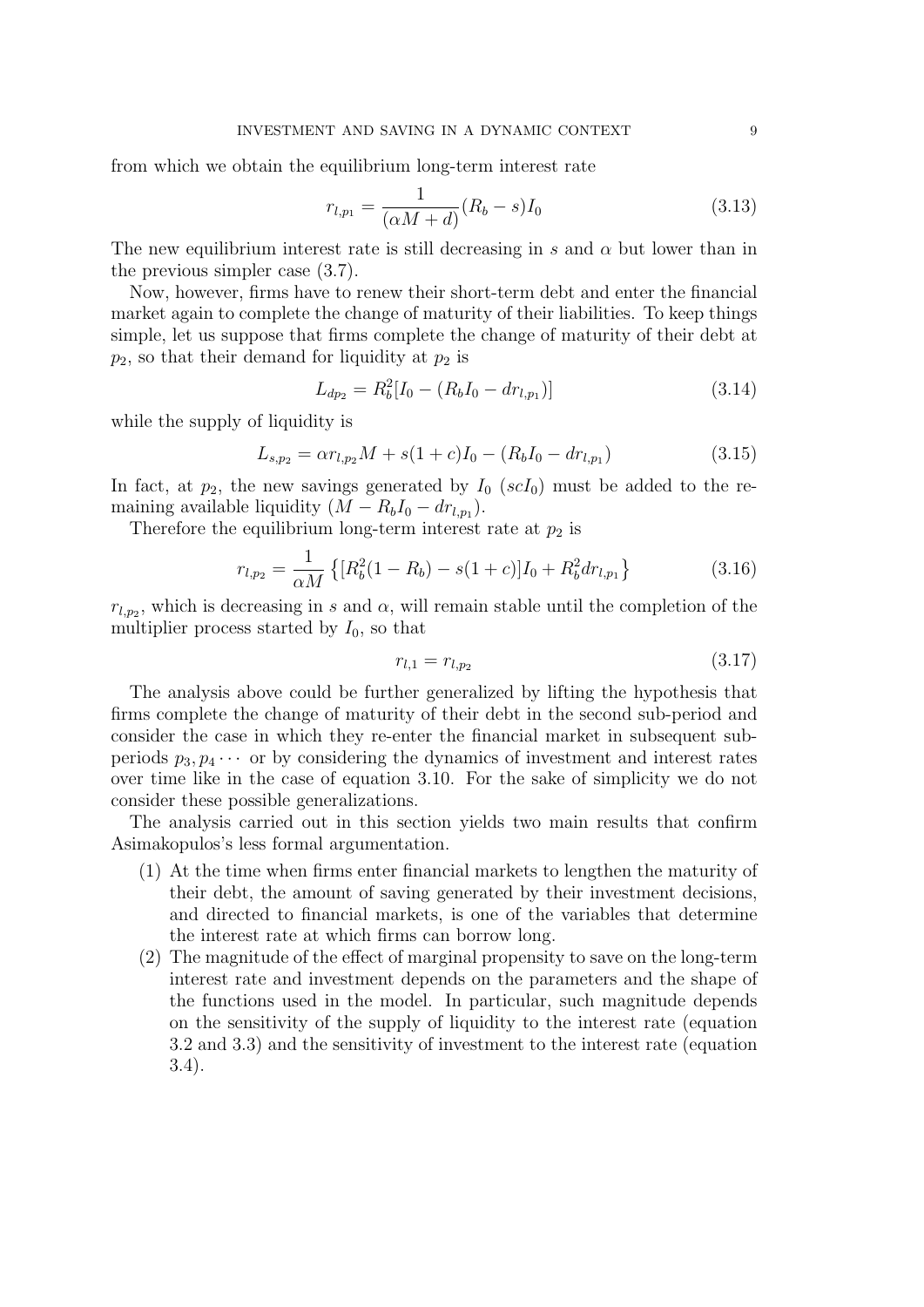from which we obtain the equilibrium long-term interest rate

$$r_{l,p_1} = \frac{1}{(\alpha M + d)}(R_b - s)I_0 \tag{3.13}$$

The new equilibrium interest rate is still decreasing in $s$ and $\alpha$ but lower than in the previous simpler case (3.7).

Now, however, firms have to renew their short-term debt and enter the financial market again to complete the change of maturity of their liabilities. To keep things simple, let us suppose that firms complete the change of maturity of their debt at $p_2$, so that their demand for liquidity at $p_2$ is

$$L_{dp_2} = R_b^2[I_0 - (R_b I_0 - d r_{l,p_1})] \tag{3.14}$$

while the supply of liquidity is

$$L_{s,p_2} = \alpha r_{l,p_2} M + s(1+c)I_0 - (R_b I_0 - d r_{l,p_1}) \tag{3.15}$$

In fact, at $p_2$, the new savings generated by $I_0$ ($scI_0$) must be added to the remaining available liquidity ($M - R_b I_0 - d r_{l,p_1}$).

Therefore the equilibrium long-term interest rate at $p_2$ is

$$r_{l,p_2} = \frac{1}{\alpha M}\left\{[R_b^2(1 - R_b) - s(1+c)]I_0 + R_b^2 d r_{l,p_1}\right\} \tag{3.16}$$

$r_{l,p_2}$, which is decreasing in $s$ and $\alpha$, will remain stable until the completion of the multiplier process started by $I_0$, so that

$$r_{l,1} = r_{l,p_2} \tag{3.17}$$

The analysis above could be further generalized by lifting the hypothesis that firms complete the change of maturity of their debt in the second sub-period and consider the case in which they re-enter the financial market in subsequent sub-periods $p_3, p_4 \cdots$ or by considering the dynamics of investment and interest rates over time like in the case of equation 3.10. For the sake of simplicity we do not consider these possible generalizations.

The analysis carried out in this section yields two main results that confirm Asimakopulos's less formal argumentation.

(1) At the time when firms enter financial markets to lengthen the maturity of their debt, the amount of saving generated by their investment decisions, and directed to financial markets, is one of the variables that determine the interest rate at which firms can borrow long.
(2) The magnitude of the effect of marginal propensity to save on the long-term interest rate and investment depends on the parameters and the shape of the functions used in the model. In particular, such magnitude depends on the sensitivity of the supply of liquidity to the interest rate (equation 3.2 and 3.3) and the sensitivity of investment to the interest rate (equation 3.4).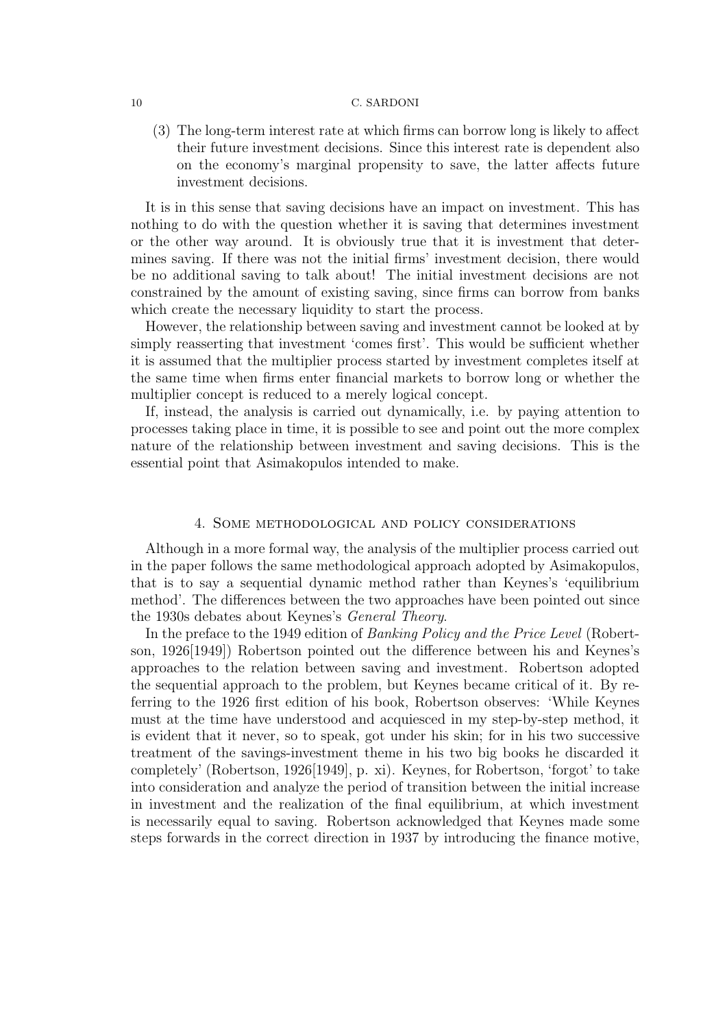(3) The long-term interest rate at which firms can borrow long is likely to affect their future investment decisions. Since this interest rate is dependent also on the economy's marginal propensity to save, the latter affects future investment decisions.

It is in this sense that saving decisions have an impact on investment. This has nothing to do with the question whether it is saving that determines investment or the other way around. It is obviously true that it is investment that determines saving. If there was not the initial firms' investment decision, there would be no additional saving to talk about! The initial investment decisions are not constrained by the amount of existing saving, since firms can borrow from banks which create the necessary liquidity to start the process.

However, the relationship between saving and investment cannot be looked at by simply reasserting that investment 'comes first'. This would be sufficient whether it is assumed that the multiplier process started by investment completes itself at the same time when firms enter financial markets to borrow long or whether the multiplier concept is reduced to a merely logical concept.

If, instead, the analysis is carried out dynamically, i.e. by paying attention to processes taking place in time, it is possible to see and point out the more complex nature of the relationship between investment and saving decisions. This is the essential point that Asimakopulos intended to make.

## 4. Some methodological and policy considerations

Although in a more formal way, the analysis of the multiplier process carried out in the paper follows the same methodological approach adopted by Asimakopulos, that is to say a sequential dynamic method rather than Keynes's 'equilibrium method'. The differences between the two approaches have been pointed out since the 1930s debates about Keynes's *General Theory*.

In the preface to the 1949 edition of *Banking Policy and the Price Level* (Robertson, 1926[1949]) Robertson pointed out the difference between his and Keynes's approaches to the relation between saving and investment. Robertson adopted the sequential approach to the problem, but Keynes became critical of it. By referring to the 1926 first edition of his book, Robertson observes: 'While Keynes must at the time have understood and acquiesced in my step-by-step method, it is evident that it never, so to speak, got under his skin; for in his two successive treatment of the savings-investment theme in his two big books he discarded it completely' (Robertson, 1926[1949], p. xi). Keynes, for Robertson, 'forgot' to take into consideration and analyze the period of transition between the initial increase in investment and the realization of the final equilibrium, at which investment is necessarily equal to saving. Robertson acknowledged that Keynes made some steps forwards in the correct direction in 1937 by introducing the finance motive,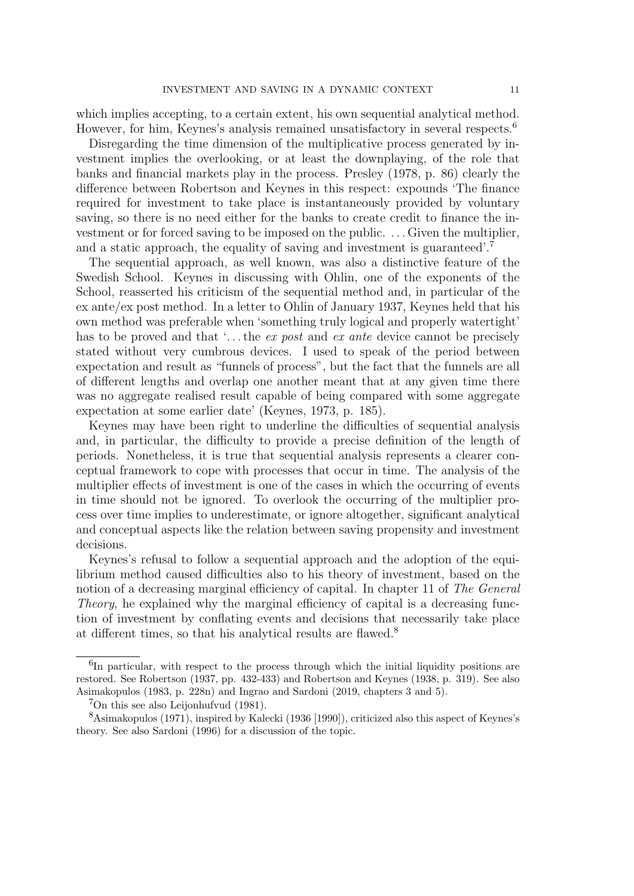which implies accepting, to a certain extent, his own sequential analytical method. However, for him, Keynes's analysis remained unsatisfactory in several respects.[6]

Disregarding the time dimension of the multiplicative process generated by investment implies the overlooking, or at least the downplaying, of the role that banks and financial markets play in the process. Presley (1978, p. 86) clearly the difference between Robertson and Keynes in this respect: expounds 'The finance required for investment to take place is instantaneously provided by voluntary saving, so there is no need either for the banks to create credit to finance the investment or for forced saving to be imposed on the public. . . . Given the multiplier, and a static approach, the equality of saving and investment is guaranteed'.[7]

The sequential approach, as well known, was also a distinctive feature of the Swedish School. Keynes in discussing with Ohlin, one of the exponents of the School, reasserted his criticism of the sequential method and, in particular of the ex ante/ex post method. In a letter to Ohlin of January 1937, Keynes held that his own method was preferable when 'something truly logical and properly watertight' has to be proved and that '. . . the *ex post* and *ex ante* device cannot be precisely stated without very cumbrous devices. I used to speak of the period between expectation and result as "funnels of process", but the fact that the funnels are all of different lengths and overlap one another meant that at any given time there was no aggregate realised result capable of being compared with some aggregate expectation at some earlier date' (Keynes, 1973, p. 185).

Keynes may have been right to underline the difficulties of sequential analysis and, in particular, the difficulty to provide a precise definition of the length of periods. Nonetheless, it is true that sequential analysis represents a clearer conceptual framework to cope with processes that occur in time. The analysis of the multiplier effects of investment is one of the cases in which the occurring of events in time should not be ignored. To overlook the occurring of the multiplier process over time implies to underestimate, or ignore altogether, significant analytical and conceptual aspects like the relation between saving propensity and investment decisions.

Keynes's refusal to follow a sequential approach and the adoption of the equilibrium method caused difficulties also to his theory of investment, based on the notion of a decreasing marginal efficiency of capital. In chapter 11 of *The General Theory*, he explained why the marginal efficiency of capital is a decreasing function of investment by conflating events and decisions that necessarily take place at different times, so that his analytical results are flawed.[8]

---

[6] In particular, with respect to the process through which the initial liquidity positions are restored. See Robertson (1937, pp. 432-433) and Robertson and Keynes (1938, p. 319). See also Asimakopulos (1983, p. 228n) and Ingrao and Sardoni (2019, chapters 3 and 5).

[7] On this see also Leijonhufvud (1981).

[8] Asimakopulos (1971), inspired by Kalecki (1936 [1990]), criticized also this aspect of Keynes's theory. See also Sardoni (1996) for a discussion of the topic.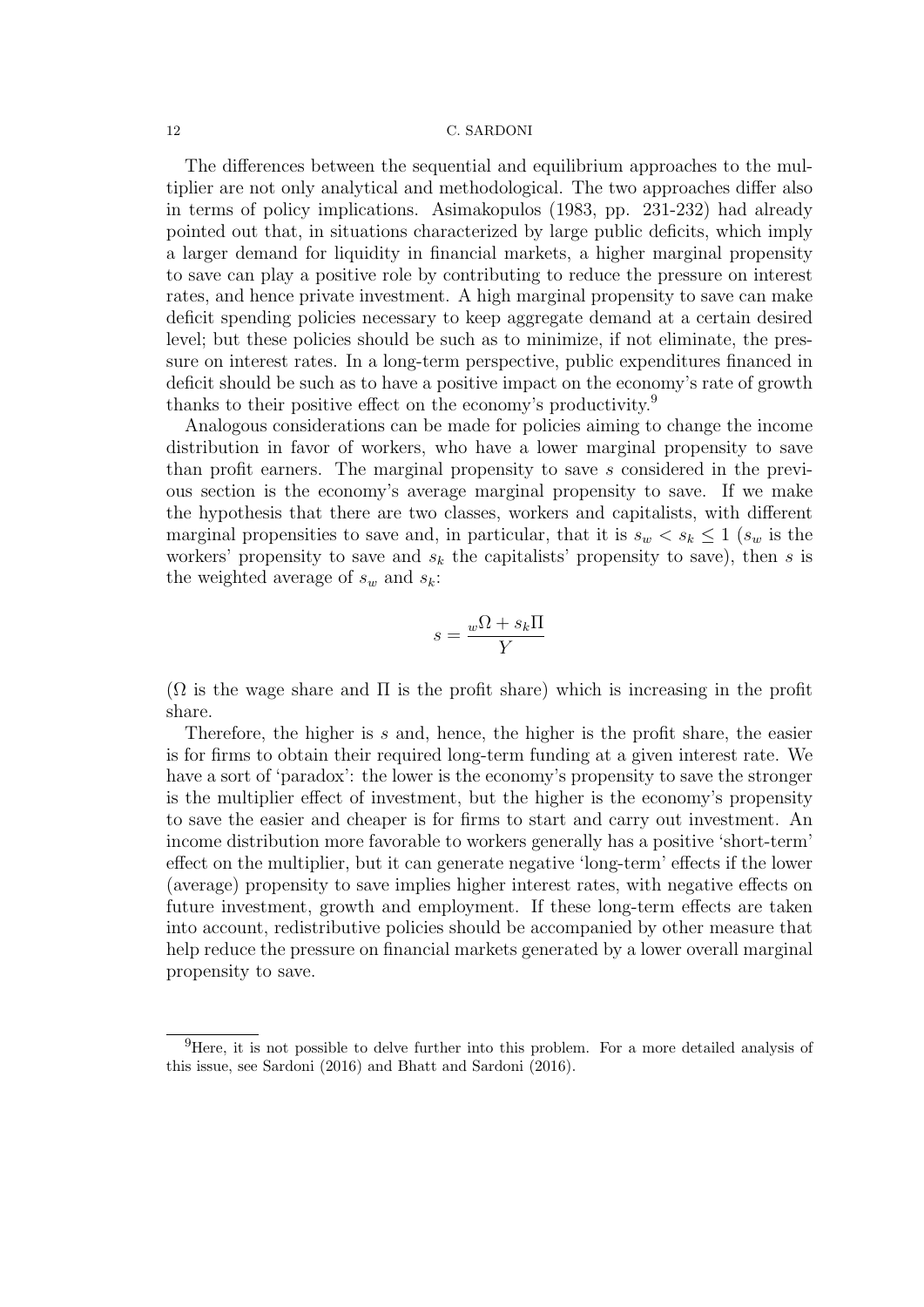The differences between the sequential and equilibrium approaches to the multiplier are not only analytical and methodological. The two approaches differ also in terms of policy implications. Asimakopulos (1983, pp. 231-232) had already pointed out that, in situations characterized by large public deficits, which imply a larger demand for liquidity in financial markets, a higher marginal propensity to save can play a positive role by contributing to reduce the pressure on interest rates, and hence private investment. A high marginal propensity to save can make deficit spending policies necessary to keep aggregate demand at a certain desired level; but these policies should be such as to minimize, if not eliminate, the pressure on interest rates. In a long-term perspective, public expenditures financed in deficit should be such as to have a positive impact on the economy's rate of growth thanks to their positive effect on the economy's productivity.[9]

Analogous considerations can be made for policies aiming to change the income distribution in favor of workers, who have a lower marginal propensity to save than profit earners. The marginal propensity to save $s$ considered in the previous section is the economy's average marginal propensity to save. If we make the hypothesis that there are two classes, workers and capitalists, with different marginal propensities to save and, in particular, that it is $s_w < s_k \leq 1$ ($s_w$ is the workers' propensity to save and $s_k$ the capitalists' propensity to save), then $s$ is the weighted average of $s_w$ and $s_k$:

$$s = \frac{{}_w\Omega + s_k\Pi}{Y}$$

($\Omega$ is the wage share and $\Pi$ is the profit share) which is increasing in the profit share.

Therefore, the higher is $s$ and, hence, the higher is the profit share, the easier is for firms to obtain their required long-term funding at a given interest rate. We have a sort of 'paradox': the lower is the economy's propensity to save the stronger is the multiplier effect of investment, but the higher is the economy's propensity to save the easier and cheaper is for firms to start and carry out investment. An income distribution more favorable to workers generally has a positive 'short-term' effect on the multiplier, but it can generate negative 'long-term' effects if the lower (average) propensity to save implies higher interest rates, with negative effects on future investment, growth and employment. If these long-term effects are taken into account, redistributive policies should be accompanied by other measure that help reduce the pressure on financial markets generated by a lower overall marginal propensity to save.

---

[9]Here, it is not possible to delve further into this problem. For a more detailed analysis of this issue, see Sardoni (2016) and Bhatt and Sardoni (2016).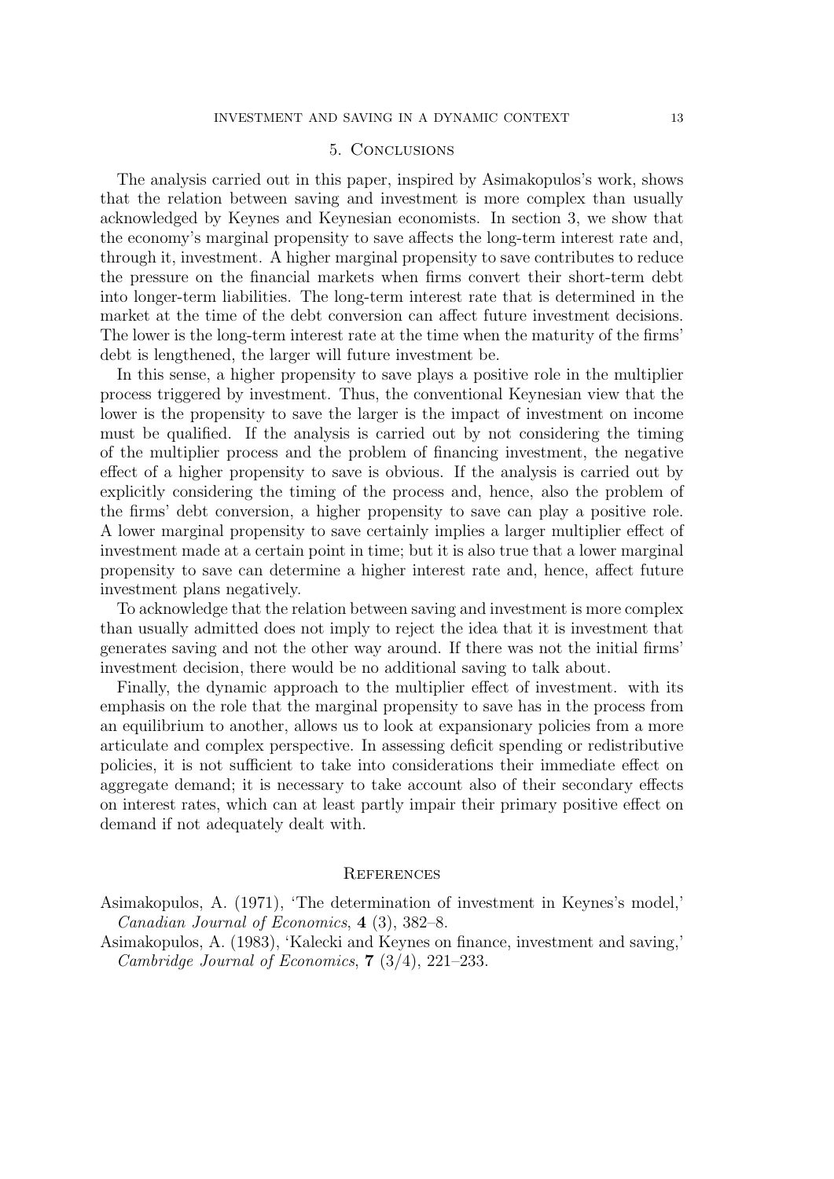## 5. Conclusions

The analysis carried out in this paper, inspired by Asimakopulos's work, shows that the relation between saving and investment is more complex than usually acknowledged by Keynes and Keynesian economists. In section 3, we show that the economy's marginal propensity to save affects the long-term interest rate and, through it, investment. A higher marginal propensity to save contributes to reduce the pressure on the financial markets when firms convert their short-term debt into longer-term liabilities. The long-term interest rate that is determined in the market at the time of the debt conversion can affect future investment decisions. The lower is the long-term interest rate at the time when the maturity of the firms' debt is lengthened, the larger will future investment be.

In this sense, a higher propensity to save plays a positive role in the multiplier process triggered by investment. Thus, the conventional Keynesian view that the lower is the propensity to save the larger is the impact of investment on income must be qualified. If the analysis is carried out by not considering the timing of the multiplier process and the problem of financing investment, the negative effect of a higher propensity to save is obvious. If the analysis is carried out by explicitly considering the timing of the process and, hence, also the problem of the firms' debt conversion, a higher propensity to save can play a positive role. A lower marginal propensity to save certainly implies a larger multiplier effect of investment made at a certain point in time; but it is also true that a lower marginal propensity to save can determine a higher interest rate and, hence, affect future investment plans negatively.

To acknowledge that the relation between saving and investment is more complex than usually admitted does not imply to reject the idea that it is investment that generates saving and not the other way around. If there was not the initial firms' investment decision, there would be no additional saving to talk about.

Finally, the dynamic approach to the multiplier effect of investment. with its emphasis on the role that the marginal propensity to save has in the process from an equilibrium to another, allows us to look at expansionary policies from a more articulate and complex perspective. In assessing deficit spending or redistributive policies, it is not sufficient to take into considerations their immediate effect on aggregate demand; it is necessary to take account also of their secondary effects on interest rates, which can at least partly impair their primary positive effect on demand if not adequately dealt with.

## References

Asimakopulos, A. (1971), 'The determination of investment in Keynes's model,' *Canadian Journal of Economics*, **4** (3), 382–8.

Asimakopulos, A. (1983), 'Kalecki and Keynes on finance, investment and saving,' *Cambridge Journal of Economics*, **7** (3/4), 221–233.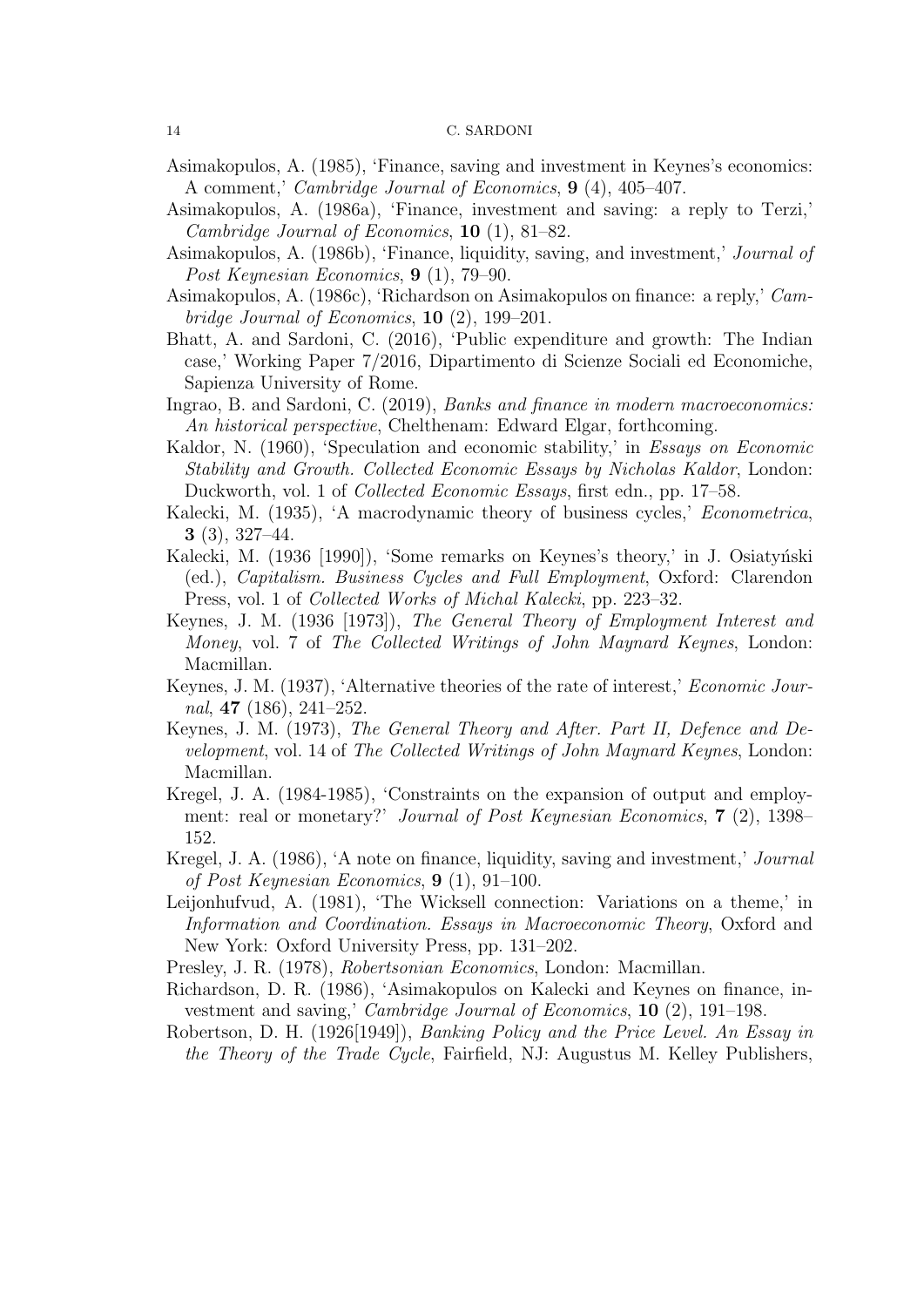Asimakopulos, A. (1985), 'Finance, saving and investment in Keynes's economics: A comment,' *Cambridge Journal of Economics*, **9** (4), 405–407.

Asimakopulos, A. (1986a), 'Finance, investment and saving: a reply to Terzi,' *Cambridge Journal of Economics*, **10** (1), 81–82.

Asimakopulos, A. (1986b), 'Finance, liquidity, saving, and investment,' *Journal of Post Keynesian Economics*, **9** (1), 79–90.

Asimakopulos, A. (1986c), 'Richardson on Asimakopulos on finance: a reply,' *Cambridge Journal of Economics*, **10** (2), 199–201.

Bhatt, A. and Sardoni, C. (2016), 'Public expenditure and growth: The Indian case,' Working Paper 7/2016, Dipartimento di Scienze Sociali ed Economiche, Sapienza University of Rome.

Ingrao, B. and Sardoni, C. (2019), *Banks and finance in modern macroeconomics: An historical perspective*, Chelthenam: Edward Elgar, forthcoming.

Kaldor, N. (1960), 'Speculation and economic stability,' in *Essays on Economic Stability and Growth. Collected Economic Essays by Nicholas Kaldor*, London: Duckworth, vol. 1 of *Collected Economic Essays*, first edn., pp. 17–58.

Kalecki, M. (1935), 'A macrodynamic theory of business cycles,' *Econometrica*, **3** (3), 327–44.

Kalecki, M. (1936 [1990]), 'Some remarks on Keynes's theory,' in J. Osiatyński (ed.), *Capitalism. Business Cycles and Full Employment*, Oxford: Clarendon Press, vol. 1 of *Collected Works of Michal Kalecki*, pp. 223–32.

Keynes, J. M. (1936 [1973]), *The General Theory of Employment Interest and Money*, vol. 7 of *The Collected Writings of John Maynard Keynes*, London: Macmillan.

Keynes, J. M. (1937), 'Alternative theories of the rate of interest,' *Economic Journal*, **47** (186), 241–252.

Keynes, J. M. (1973), *The General Theory and After. Part II, Defence and Development*, vol. 14 of *The Collected Writings of John Maynard Keynes*, London: Macmillan.

Kregel, J. A. (1984-1985), 'Constraints on the expansion of output and employment: real or monetary?' *Journal of Post Keynesian Economics*, **7** (2), 1398–152.

Kregel, J. A. (1986), 'A note on finance, liquidity, saving and investment,' *Journal of Post Keynesian Economics*, **9** (1), 91–100.

Leijonhufvud, A. (1981), 'The Wicksell connection: Variations on a theme,' in *Information and Coordination. Essays in Macroeconomic Theory*, Oxford and New York: Oxford University Press, pp. 131–202.

Presley, J. R. (1978), *Robertsonian Economics*, London: Macmillan.

Richardson, D. R. (1986), 'Asimakopulos on Kalecki and Keynes on finance, investment and saving,' *Cambridge Journal of Economics*, **10** (2), 191–198.

Robertson, D. H. (1926[1949]), *Banking Policy and the Price Level. An Essay in the Theory of the Trade Cycle*, Fairfield, NJ: Augustus M. Kelley Publishers,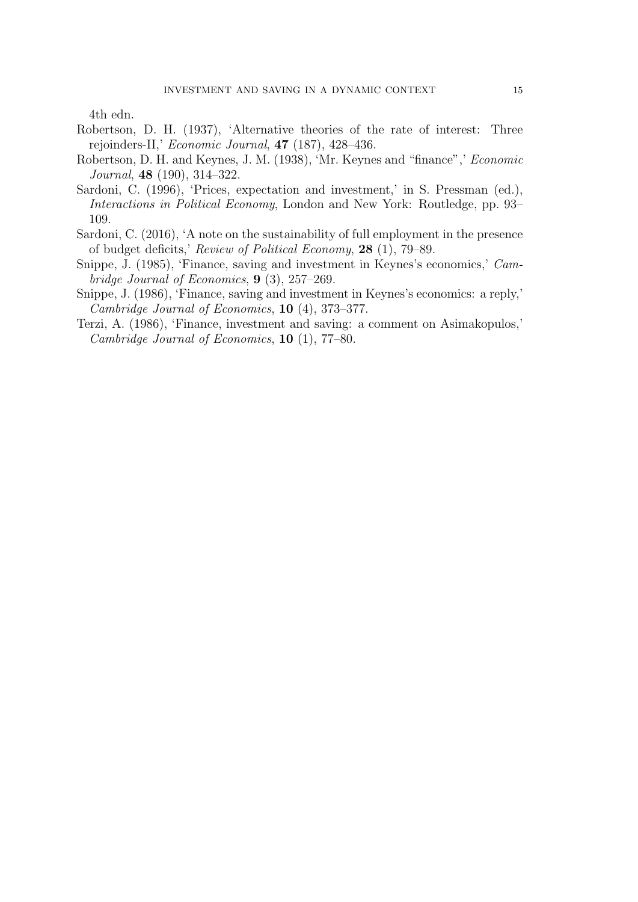4th edn.

Robertson, D. H. (1937), 'Alternative theories of the rate of interest: Three rejoinders-II,' *Economic Journal*, **47** (187), 428–436.

Robertson, D. H. and Keynes, J. M. (1938), 'Mr. Keynes and "finance",' *Economic Journal*, **48** (190), 314–322.

Sardoni, C. (1996), 'Prices, expectation and investment,' in S. Pressman (ed.), *Interactions in Political Economy*, London and New York: Routledge, pp. 93–109.

Sardoni, C. (2016), 'A note on the sustainability of full employment in the presence of budget deficits,' *Review of Political Economy*, **28** (1), 79–89.

Snippe, J. (1985), 'Finance, saving and investment in Keynes's economics,' *Cambridge Journal of Economics*, **9** (3), 257–269.

Snippe, J. (1986), 'Finance, saving and investment in Keynes's economics: a reply,' *Cambridge Journal of Economics*, **10** (4), 373–377.

Terzi, A. (1986), 'Finance, investment and saving: a comment on Asimakopulos,' *Cambridge Journal of Economics*, **10** (1), 77–80.